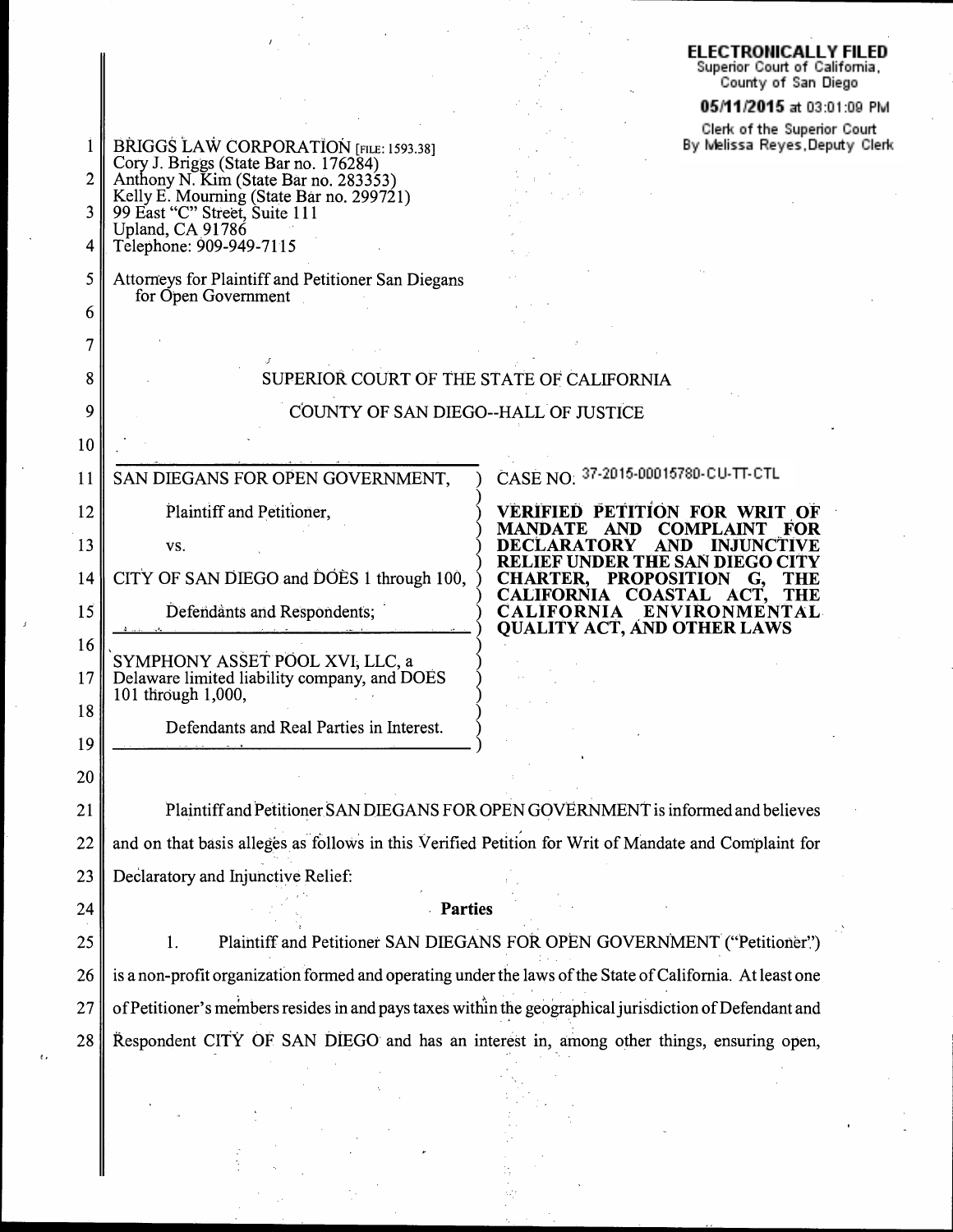**ELECTRONICALLY FILED**
Superior Court of California,
County of San Diego

**05/11/2015** at 03:01:09 PM

Clerk of the Superior Court
By Melissa Reyes, Deputy Clerk

BRIGGS LAW CORPORATION [FILE: 1593.38]
Cory J. Briggs (State Bar no. 176284)
Anthony N. Kim (State Bar no. 283353)
Kelly E. Mourning (State Bar no. 299721)
99 East "C" Street, Suite 111
Upland, CA 91786
Telephone: 909-949-7115

Attorneys for Plaintiff and Petitioner San Diegans for Open Government

SUPERIOR COURT OF THE STATE OF CALIFORNIA

COUNTY OF SAN DIEGO--HALL OF JUSTICE

| | |
|---|---|
| SAN DIEGANS FOR OPEN GOVERNMENT,<br><br>Plaintiff and Petitioner,<br><br>vs.<br><br>CITY OF SAN DIEGO and DOES 1 through 100,<br><br>Defendants and Respondents;<br><br>SYMPHONY ASSET POOL XVI, LLC, a Delaware limited liability company, and DOES 101 through 1,000,<br><br>Defendants and Real Parties in Interest. | CASE NO. 37-2015-00015780-CU-TT-CTL<br><br>**VERIFIED PETITION FOR WRIT OF MANDATE AND COMPLAINT FOR DECLARATORY AND INJUNCTIVE RELIEF UNDER THE SAN DIEGO CITY CHARTER, PROPOSITION G, THE CALIFORNIA COASTAL ACT, THE CALIFORNIA ENVIRONMENTAL QUALITY ACT, AND OTHER LAWS** |

Plaintiff and Petitioner SAN DIEGANS FOR OPEN GOVERNMENT is informed and believes and on that basis alleges as follows in this Verified Petition for Writ of Mandate and Complaint for Declaratory and Injunctive Relief:

**Parties**

1. Plaintiff and Petitioner SAN DIEGANS FOR OPEN GOVERNMENT ("Petitioner") is a non-profit organization formed and operating under the laws of the State of California. At least one of Petitioner's members resides in and pays taxes within the geographical jurisdiction of Defendant and Respondent CITY OF SAN DIEGO and has an interest in, among other things, ensuring open,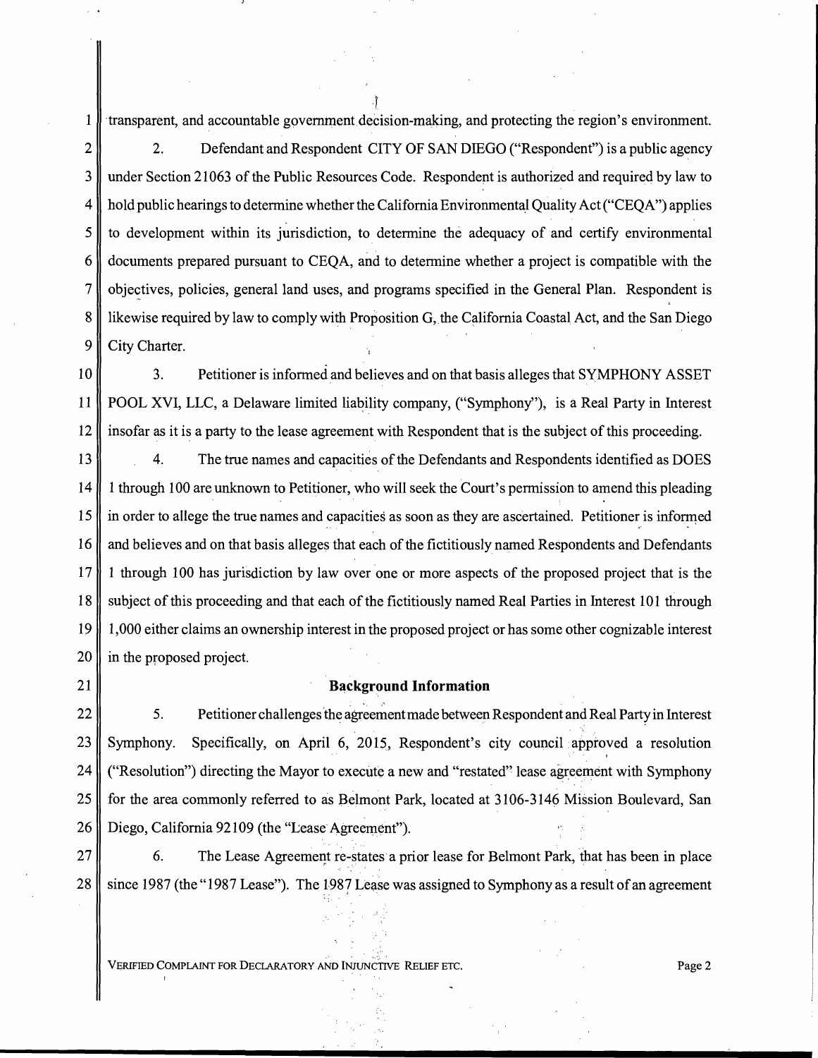transparent, and accountable government decision-making, and protecting the region's environment.

2. Defendant and Respondent CITY OF SAN DIEGO ("Respondent") is a public agency under Section 21063 of the Public Resources Code. Respondent is authorized and required by law to hold public hearings to determine whether the California Environmental Quality Act ("CEQA") applies to development within its jurisdiction, to determine the adequacy of and certify environmental documents prepared pursuant to CEQA, and to determine whether a project is compatible with the objectives, policies, general land uses, and programs specified in the General Plan. Respondent is likewise required by law to comply with Proposition G, the California Coastal Act, and the San Diego City Charter.

3. Petitioner is informed and believes and on that basis alleges that SYMPHONY ASSET POOL XVI, LLC, a Delaware limited liability company, ("Symphony"), is a Real Party in Interest insofar as it is a party to the lease agreement with Respondent that is the subject of this proceeding.

4. The true names and capacities of the Defendants and Respondents identified as DOES 1 through 100 are unknown to Petitioner, who will seek the Court's permission to amend this pleading in order to allege the true names and capacities as soon as they are ascertained. Petitioner is informed and believes and on that basis alleges that each of the fictitiously named Respondents and Defendants 1 through 100 has jurisdiction by law over one or more aspects of the proposed project that is the subject of this proceeding and that each of the fictitiously named Real Parties in Interest 101 through 1,000 either claims an ownership interest in the proposed project or has some other cognizable interest in the proposed project.

## Background Information

5. Petitioner challenges the agreement made between Respondent and Real Party in Interest Symphony. Specifically, on April 6, 2015, Respondent's city council approved a resolution ("Resolution") directing the Mayor to execute a new and "restated" lease agreement with Symphony for the area commonly referred to as Belmont Park, located at 3106-3146 Mission Boulevard, San Diego, California 92109 (the "Lease Agreement").

6. The Lease Agreement re-states a prior lease for Belmont Park, that has been in place since 1987 (the "1987 Lease"). The 1987 Lease was assigned to Symphony as a result of an agreement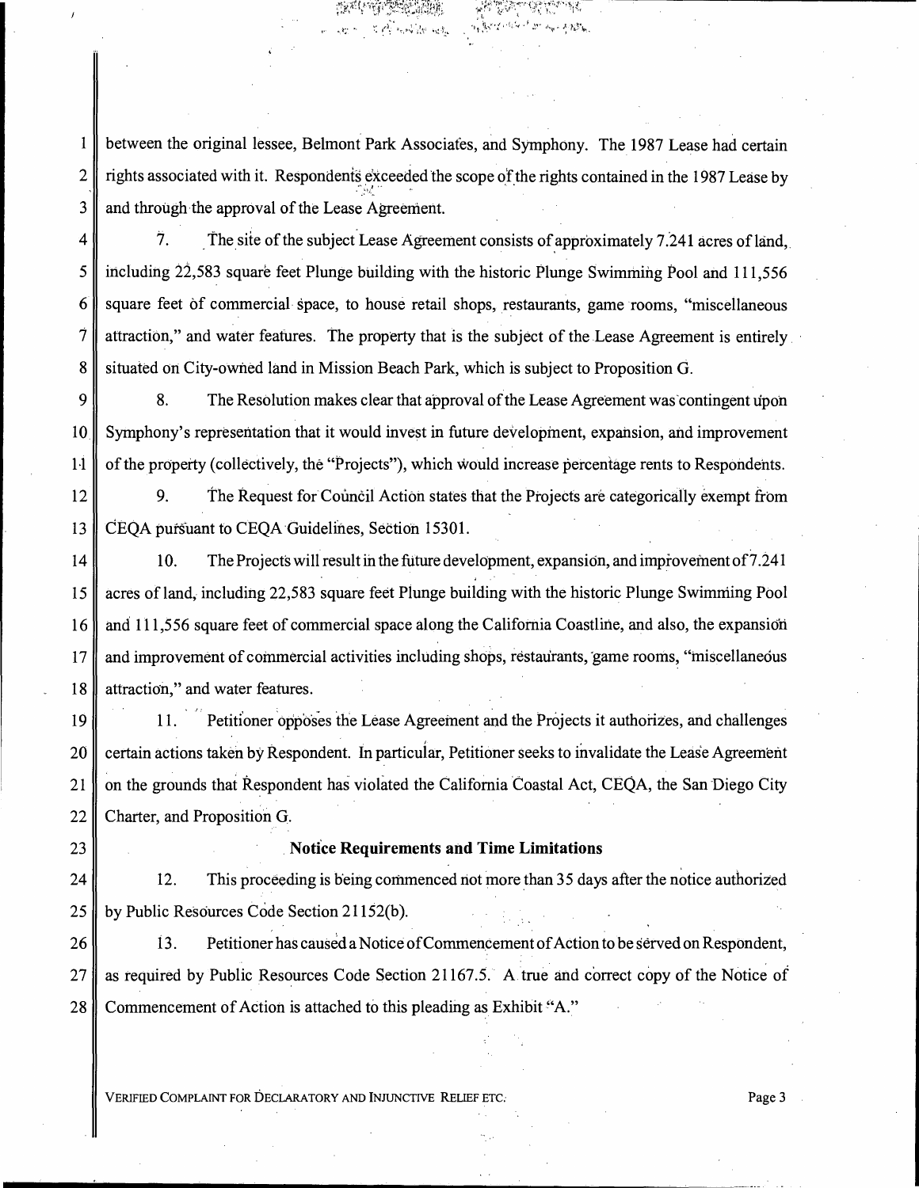between the original lessee, Belmont Park Associates, and Symphony. The 1987 Lease had certain rights associated with it. Respondents exceeded the scope of the rights contained in the 1987 Lease by and through the approval of the Lease Agreement.

7. The site of the subject Lease Agreement consists of approximately 7.241 acres of land, including 22,583 square feet Plunge building with the historic Plunge Swimming Pool and 111,556 square feet of commercial space, to house retail shops, restaurants, game rooms, "miscellaneous attraction," and water features. The property that is the subject of the Lease Agreement is entirely situated on City-owned land in Mission Beach Park, which is subject to Proposition G.

8. The Resolution makes clear that approval of the Lease Agreement was contingent upon Symphony's representation that it would invest in future development, expansion, and improvement of the property (collectively, the "Projects"), which would increase percentage rents to Respondents.

9. The Request for Council Action states that the Projects are categorically exempt from CEQA pursuant to CEQA Guidelines, Section 15301.

10. The Projects will result in the future development, expansion, and improvement of 7.241 acres of land, including 22,583 square feet Plunge building with the historic Plunge Swimming Pool and 111,556 square feet of commercial space along the California Coastline, and also, the expansion and improvement of commercial activities including shops, restaurants, game rooms, "miscellaneous attraction," and water features.

11. Petitioner opposes the Lease Agreement and the Projects it authorizes, and challenges certain actions taken by Respondent. In particular, Petitioner seeks to invalidate the Lease Agreement on the grounds that Respondent has violated the California Coastal Act, CEQA, the San Diego City Charter, and Proposition G.

## Notice Requirements and Time Limitations

12. This proceeding is being commenced not more than 35 days after the notice authorized by Public Resources Code Section 21152(b).

13. Petitioner has caused a Notice of Commencement of Action to be served on Respondent, as required by Public Resources Code Section 21167.5. A true and correct copy of the Notice of Commencement of Action is attached to this pleading as Exhibit "A."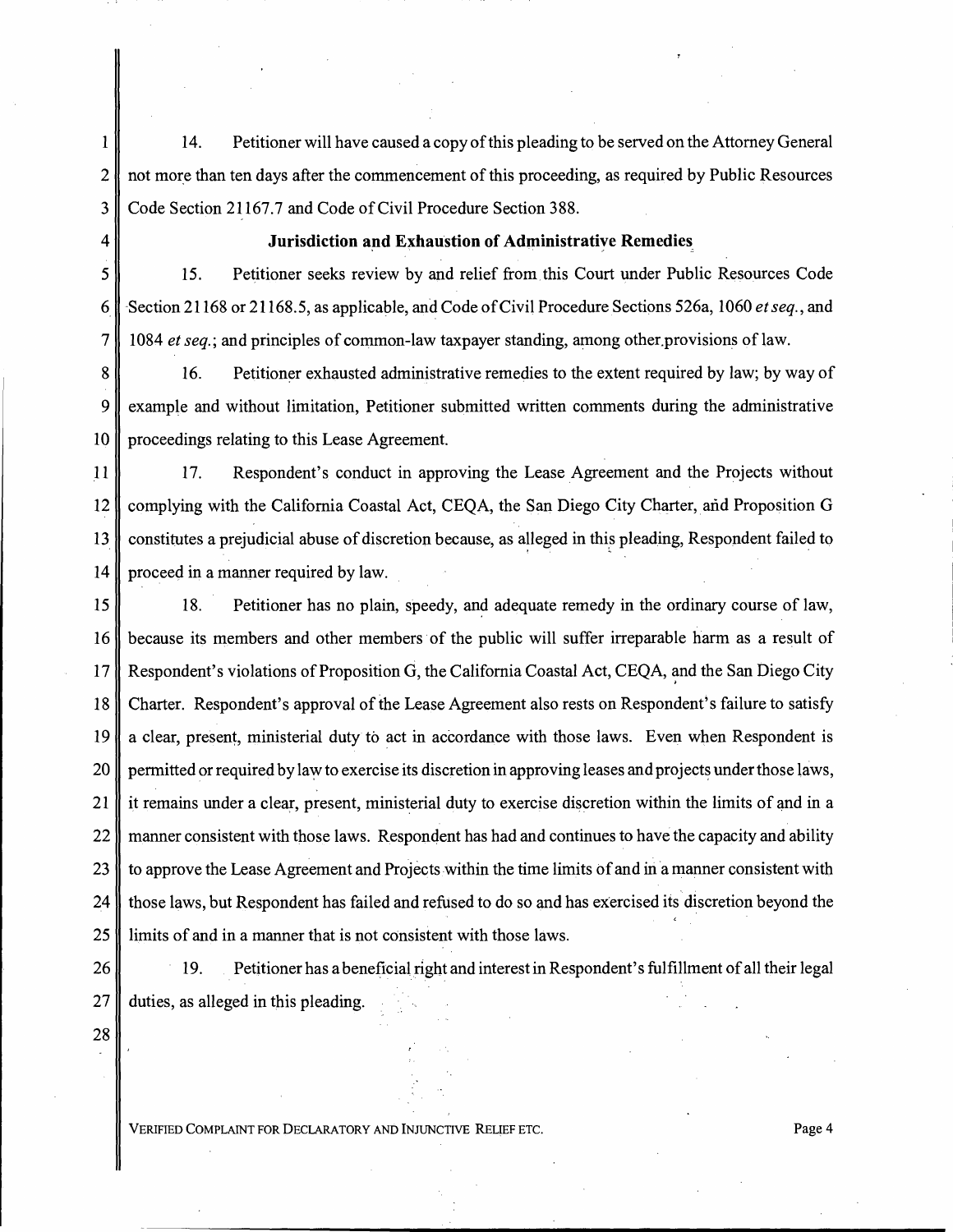14. Petitioner will have caused a copy of this pleading to be served on the Attorney General not more than ten days after the commencement of this proceeding, as required by Public Resources Code Section 21167.7 and Code of Civil Procedure Section 388.

**Jurisdiction and Exhaustion of Administrative Remedies**

15. Petitioner seeks review by and relief from this Court under Public Resources Code Section 21168 or 21168.5, as applicable, and Code of Civil Procedure Sections 526a, 1060 *et seq.*, and 1084 *et seq.*; and principles of common-law taxpayer standing, among other provisions of law.

16. Petitioner exhausted administrative remedies to the extent required by law; by way of example and without limitation, Petitioner submitted written comments during the administrative proceedings relating to this Lease Agreement.

17. Respondent's conduct in approving the Lease Agreement and the Projects without complying with the California Coastal Act, CEQA, the San Diego City Charter, and Proposition G constitutes a prejudicial abuse of discretion because, as alleged in this pleading, Respondent failed to proceed in a manner required by law.

18. Petitioner has no plain, speedy, and adequate remedy in the ordinary course of law, because its members and other members of the public will suffer irreparable harm as a result of Respondent's violations of Proposition G, the California Coastal Act, CEQA, and the San Diego City Charter. Respondent's approval of the Lease Agreement also rests on Respondent's failure to satisfy a clear, present, ministerial duty to act in accordance with those laws. Even when Respondent is permitted or required by law to exercise its discretion in approving leases and projects under those laws, it remains under a clear, present, ministerial duty to exercise discretion within the limits of and in a manner consistent with those laws. Respondent has had and continues to have the capacity and ability to approve the Lease Agreement and Projects within the time limits of and in a manner consistent with those laws, but Respondent has failed and refused to do so and has exercised its discretion beyond the limits of and in a manner that is not consistent with those laws.

19. Petitioner has a beneficial right and interest in Respondent's fulfillment of all their legal duties, as alleged in this pleading.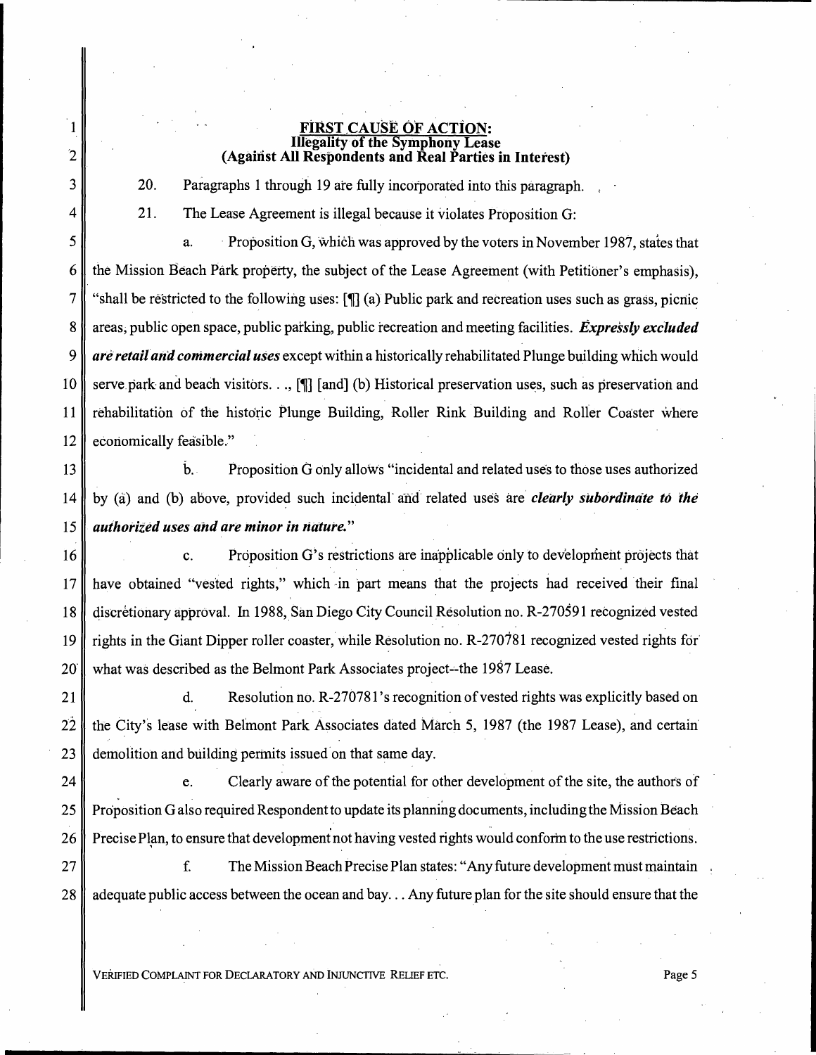## FIRST CAUSE OF ACTION:
### Illegality of the Symphony Lease
### (Against All Respondents and Real Parties in Interest)

20. Paragraphs 1 through 19 are fully incorporated into this paragraph.

21. The Lease Agreement is illegal because it violates Proposition G:

a. Proposition G, which was approved by the voters in November 1987, states that the Mission Beach Park property, the subject of the Lease Agreement (with Petitioner's emphasis), "shall be restricted to the following uses: [¶] (a) Public park and recreation uses such as grass, picnic areas, public open space, public parking, public recreation and meeting facilities. ***Expressly excluded are retail and commercial uses*** except within a historically rehabilitated Plunge building which would serve park and beach visitors. . ., [¶] [and] (b) Historical preservation uses, such as preservation and rehabilitation of the historic Plunge Building, Roller Rink Building and Roller Coaster where economically feasible."

b. Proposition G only allows "incidental and related uses to those uses authorized by (a) and (b) above, provided such incidental and related uses are ***clearly subordinate to the authorized uses and are minor in nature.***"

c. Proposition G's restrictions are inapplicable only to development projects that have obtained "vested rights," which in part means that the projects had received their final discretionary approval. In 1988, San Diego City Council Resolution no. R-270591 recognized vested rights in the Giant Dipper roller coaster, while Resolution no. R-270781 recognized vested rights for what was described as the Belmont Park Associates project--the 1987 Lease.

d. Resolution no. R-270781's recognition of vested rights was explicitly based on the City's lease with Belmont Park Associates dated March 5, 1987 (the 1987 Lease), and certain demolition and building permits issued on that same day.

e. Clearly aware of the potential for other development of the site, the authors of Proposition G also required Respondent to update its planning documents, including the Mission Beach Precise Plan, to ensure that development not having vested rights would conform to the use restrictions.

f. The Mission Beach Precise Plan states: "Any future development must maintain adequate public access between the ocean and bay. . . Any future plan for the site should ensure that the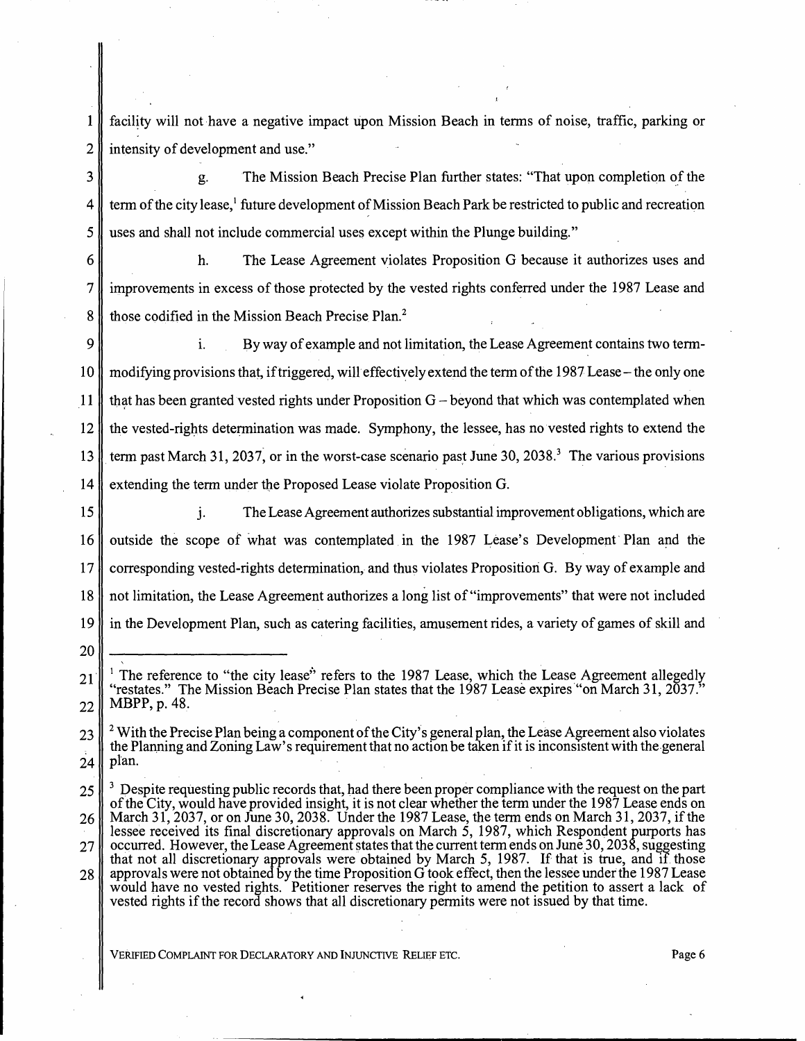facility will not have a negative impact upon Mission Beach in terms of noise, traffic, parking or intensity of development and use."

g. The Mission Beach Precise Plan further states: "That upon completion of the term of the city lease,[1] future development of Mission Beach Park be restricted to public and recreation uses and shall not include commercial uses except within the Plunge building."

h. The Lease Agreement violates Proposition G because it authorizes uses and improvements in excess of those protected by the vested rights conferred under the 1987 Lease and those codified in the Mission Beach Precise Plan.[2]

i. By way of example and not limitation, the Lease Agreement contains two term-modifying provisions that, if triggered, will effectively extend the term of the 1987 Lease – the only one that has been granted vested rights under Proposition G – beyond that which was contemplated when the vested-rights determination was made. Symphony, the lessee, has no vested rights to extend the term past March 31, 2037, or in the worst-case scenario past June 30, 2038.[3] The various provisions extending the term under the Proposed Lease violate Proposition G.

j. The Lease Agreement authorizes substantial improvement obligations, which are outside the scope of what was contemplated in the 1987 Lease's Development Plan and the corresponding vested-rights determination, and thus violates Proposition G. By way of example and not limitation, the Lease Agreement authorizes a long list of "improvements" that were not included in the Development Plan, such as catering facilities, amusement rides, a variety of games of skill and

---

[1] The reference to "the city lease" refers to the 1987 Lease, which the Lease Agreement allegedly "restates." The Mission Beach Precise Plan states that the 1987 Lease expires "on March 31, 2037." MBPP, p. 48.

[2] With the Precise Plan being a component of the City's general plan, the Lease Agreement also violates the Planning and Zoning Law's requirement that no action be taken if it is inconsistent with the general plan.

[3] Despite requesting public records that, had there been proper compliance with the request on the part of the City, would have provided insight, it is not clear whether the term under the 1987 Lease ends on March 31, 2037, or on June 30, 2038. Under the 1987 Lease, the term ends on March 31, 2037, if the lessee received its final discretionary approvals on March 5, 1987, which Respondent purports has occurred. However, the Lease Agreement states that the current term ends on June 30, 2038, suggesting that not all discretionary approvals were obtained by March 5, 1987. If that is true, and if those approvals were not obtained by the time Proposition G took effect, then the lessee under the 1987 Lease would have no vested rights. Petitioner reserves the right to amend the petition to assert a lack of vested rights if the record shows that all discretionary permits were not issued by that time.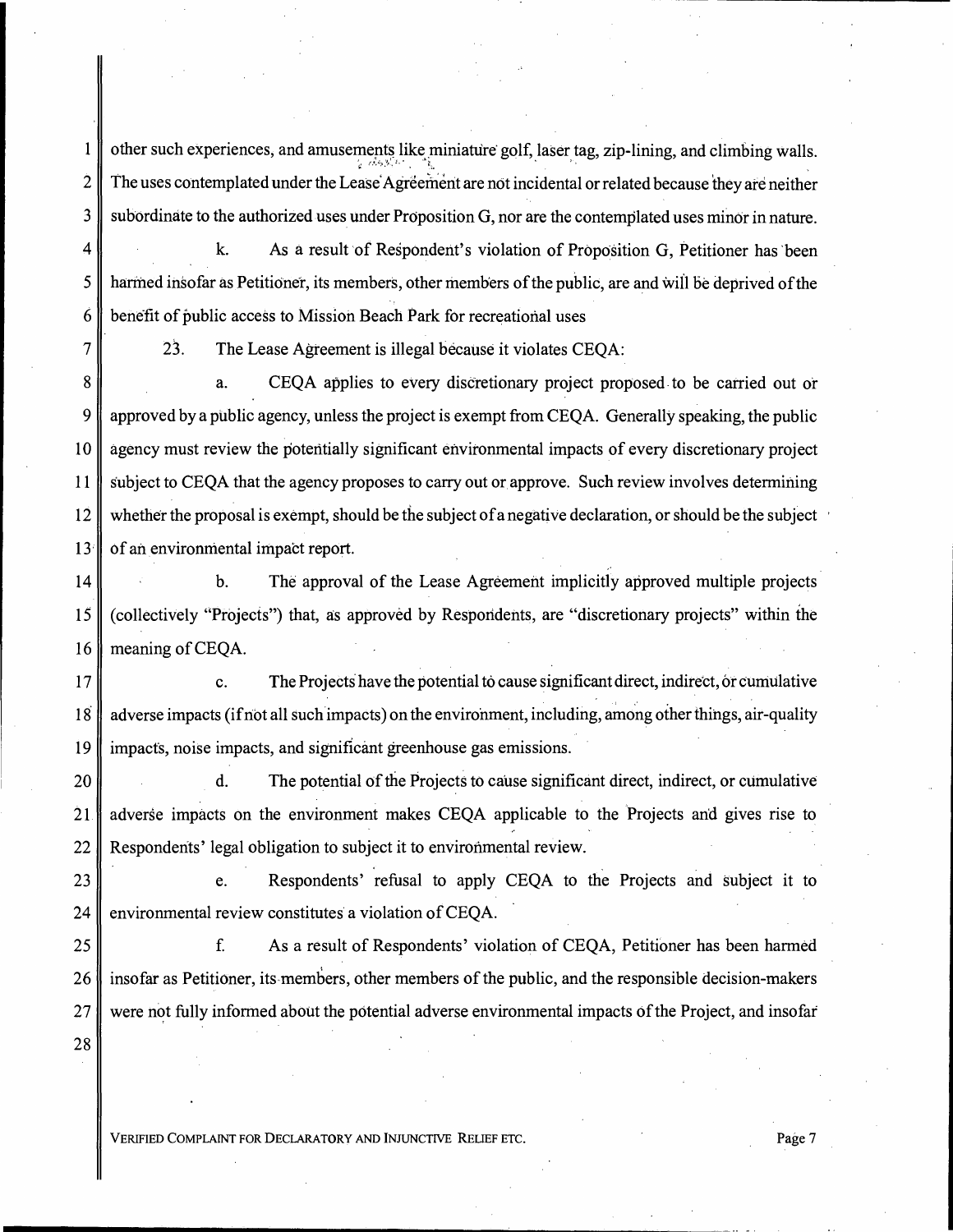other such experiences, and amusements like miniature golf, laser tag, zip-lining, and climbing walls. The uses contemplated under the Lease Agreement are not incidental or related because they are neither subordinate to the authorized uses under Proposition G, nor are the contemplated uses minor in nature.

k. As a result of Respondent's violation of Proposition G, Petitioner has been harmed insofar as Petitioner, its members, other members of the public, are and will be deprived of the benefit of public access to Mission Beach Park for recreational uses

23. The Lease Agreement is illegal because it violates CEQA:

a. CEQA applies to every discretionary project proposed to be carried out or approved by a public agency, unless the project is exempt from CEQA. Generally speaking, the public agency must review the potentially significant environmental impacts of every discretionary project subject to CEQA that the agency proposes to carry out or approve. Such review involves determining whether the proposal is exempt, should be the subject of a negative declaration, or should be the subject of an environmental impact report.

b. The approval of the Lease Agreement implicitly approved multiple projects (collectively "Projects") that, as approved by Respondents, are "discretionary projects" within the meaning of CEQA.

c. The Projects have the potential to cause significant direct, indirect, or cumulative adverse impacts (if not all such impacts) on the environment, including, among other things, air-quality impacts, noise impacts, and significant greenhouse gas emissions.

d. The potential of the Projects to cause significant direct, indirect, or cumulative adverse impacts on the environment makes CEQA applicable to the Projects and gives rise to Respondents' legal obligation to subject it to environmental review.

e. Respondents' refusal to apply CEQA to the Projects and subject it to environmental review constitutes a violation of CEQA.

f. As a result of Respondents' violation of CEQA, Petitioner has been harmed insofar as Petitioner, its members, other members of the public, and the responsible decision-makers were not fully informed about the potential adverse environmental impacts of the Project, and insofar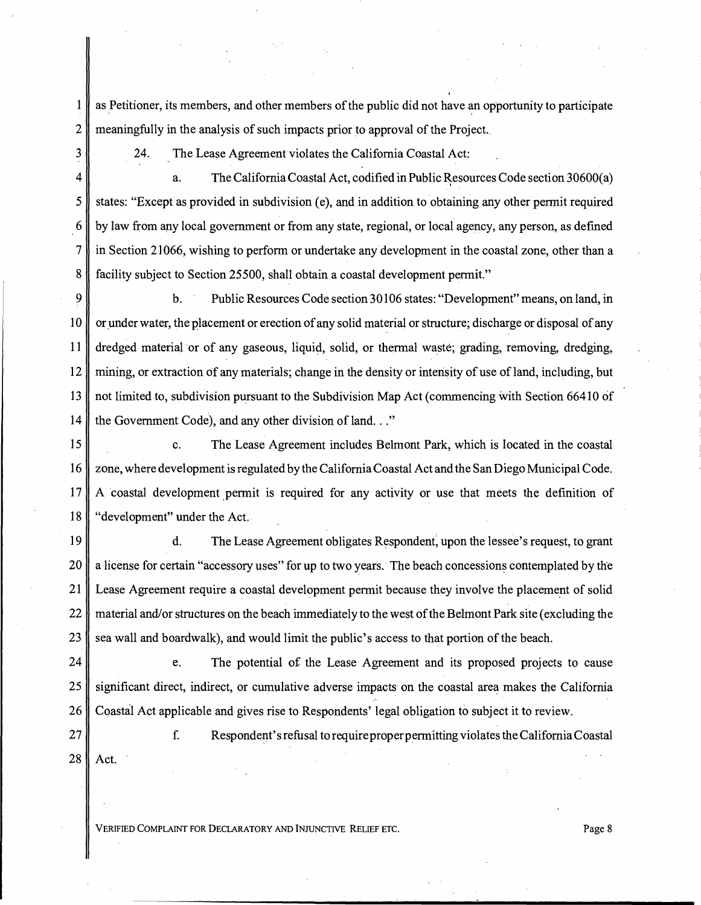as Petitioner, its members, and other members of the public did not have an opportunity to participate meaningfully in the analysis of such impacts prior to approval of the Project.

24. The Lease Agreement violates the California Coastal Act:

a. The California Coastal Act, codified in Public Resources Code section 30600(a) states: "Except as provided in subdivision (e), and in addition to obtaining any other permit required by law from any local government or from any state, regional, or local agency, any person, as defined in Section 21066, wishing to perform or undertake any development in the coastal zone, other than a facility subject to Section 25500, shall obtain a coastal development permit."

b. Public Resources Code section 30106 states: "Development" means, on land, in or under water, the placement or erection of any solid material or structure; discharge or disposal of any dredged material or of any gaseous, liquid, solid, or thermal waste; grading, removing, dredging, mining, or extraction of any materials; change in the density or intensity of use of land, including, but not limited to, subdivision pursuant to the Subdivision Map Act (commencing with Section 66410 of the Government Code), and any other division of land. . ."

c. The Lease Agreement includes Belmont Park, which is located in the coastal zone, where development is regulated by the California Coastal Act and the San Diego Municipal Code. A coastal development permit is required for any activity or use that meets the definition of "development" under the Act.

d. The Lease Agreement obligates Respondent, upon the lessee's request, to grant a license for certain "accessory uses" for up to two years. The beach concessions contemplated by the Lease Agreement require a coastal development permit because they involve the placement of solid material and/or structures on the beach immediately to the west of the Belmont Park site (excluding the sea wall and boardwalk), and would limit the public's access to that portion of the beach.

e. The potential of the Lease Agreement and its proposed projects to cause significant direct, indirect, or cumulative adverse impacts on the coastal area makes the California Coastal Act applicable and gives rise to Respondents' legal obligation to subject it to review.

f. Respondent's refusal to require proper permitting violates the California Coastal Act.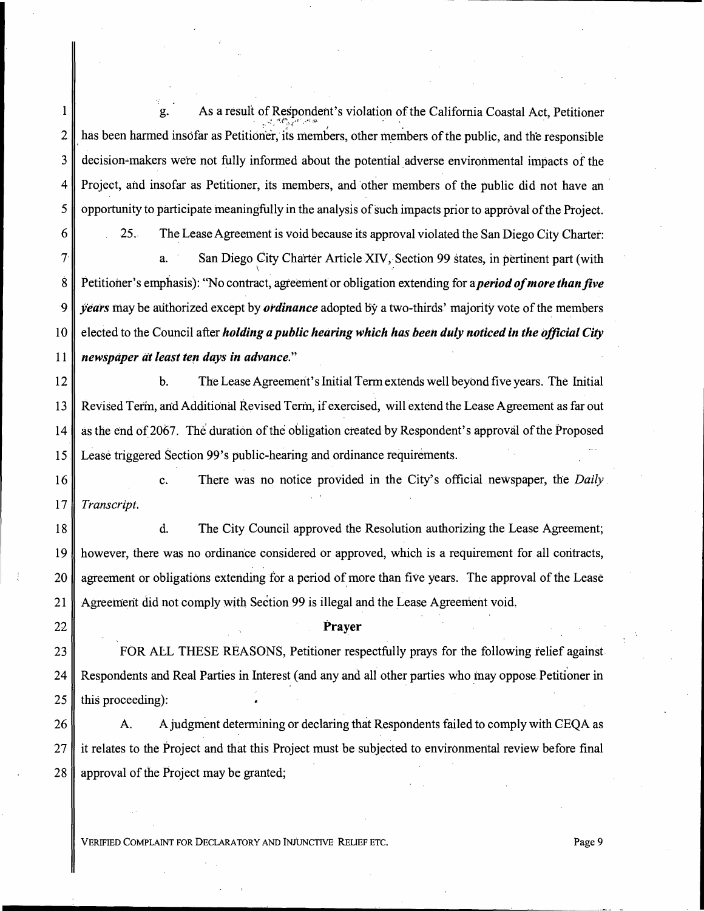g. As a result of Respondent's violation of the California Coastal Act, Petitioner has been harmed insofar as Petitioner, its members, other members of the public, and the responsible decision-makers were not fully informed about the potential adverse environmental impacts of the Project, and insofar as Petitioner, its members, and other members of the public did not have an opportunity to participate meaningfully in the analysis of such impacts prior to approval of the Project.

25. The Lease Agreement is void because its approval violated the San Diego City Charter:

a. San Diego City Charter Article XIV, Section 99 states, in pertinent part (with Petitioner's emphasis): "No contract, agreement or obligation extending for a ***period of more than five years*** may be authorized except by ***ordinance*** adopted by a two-thirds' majority vote of the members elected to the Council after ***holding a public hearing which has been duly noticed in the official City newspaper at least ten days in advance.***"

b. The Lease Agreement's Initial Term extends well beyond five years. The Initial Revised Term, and Additional Revised Term, if exercised, will extend the Lease Agreement as far out as the end of 2067. The duration of the obligation created by Respondent's approval of the Proposed Lease triggered Section 99's public-hearing and ordinance requirements.

c. There was no notice provided in the City's official newspaper, the *Daily Transcript.*

d. The City Council approved the Resolution authorizing the Lease Agreement; however, there was no ordinance considered or approved, which is a requirement for all contracts, agreement or obligations extending for a period of more than five years. The approval of the Lease Agreement did not comply with Section 99 is illegal and the Lease Agreement void.

## Prayer

FOR ALL THESE REASONS, Petitioner respectfully prays for the following relief against Respondents and Real Parties in Interest (and any and all other parties who may oppose Petitioner in this proceeding):

A. A judgment determining or declaring that Respondents failed to comply with CEQA as it relates to the Project and that this Project must be subjected to environmental review before final approval of the Project may be granted;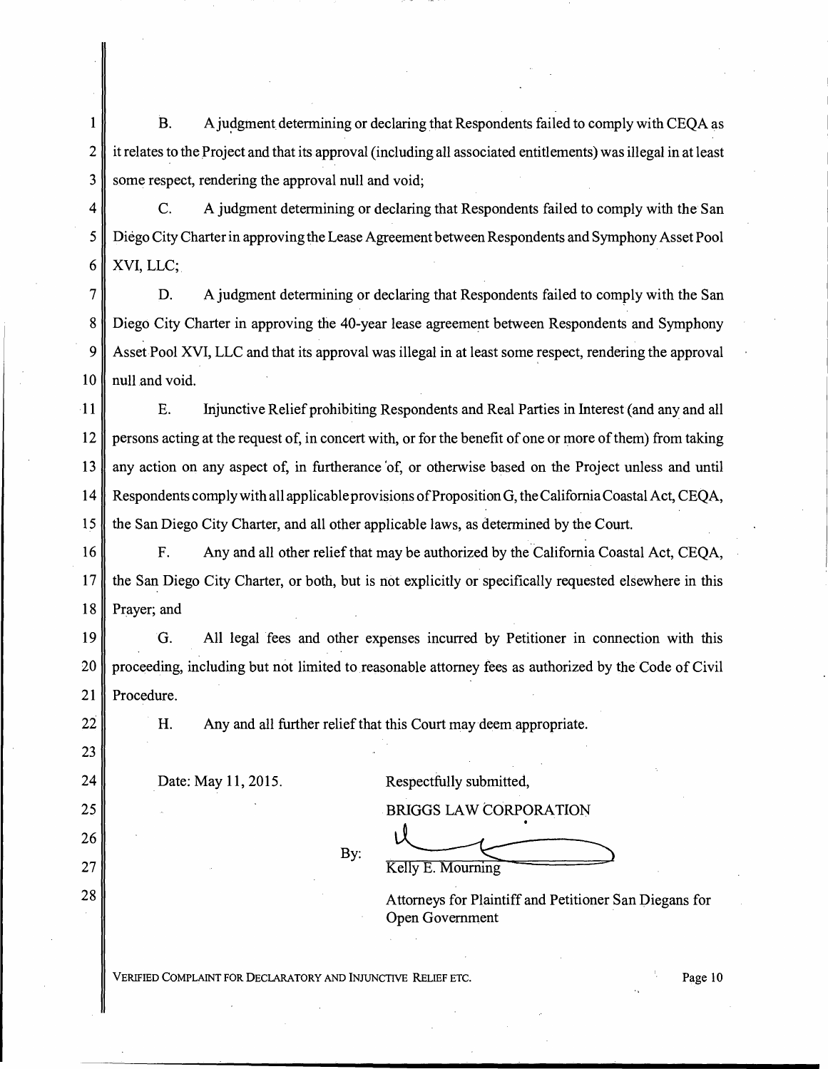B. A judgment determining or declaring that Respondents failed to comply with CEQA as it relates to the Project and that its approval (including all associated entitlements) was illegal in at least some respect, rendering the approval null and void;

C. A judgment determining or declaring that Respondents failed to comply with the San Diego City Charter in approving the Lease Agreement between Respondents and Symphony Asset Pool XVI, LLC;

D. A judgment determining or declaring that Respondents failed to comply with the San Diego City Charter in approving the 40-year lease agreement between Respondents and Symphony Asset Pool XVI, LLC and that its approval was illegal in at least some respect, rendering the approval null and void.

E. Injunctive Relief prohibiting Respondents and Real Parties in Interest (and any and all persons acting at the request of, in concert with, or for the benefit of one or more of them) from taking any action on any aspect of, in furtherance of, or otherwise based on the Project unless and until Respondents comply with all applicable provisions of Proposition G, the California Coastal Act, CEQA, the San Diego City Charter, and all other applicable laws, as determined by the Court.

F. Any and all other relief that may be authorized by the California Coastal Act, CEQA, the San Diego City Charter, or both, but is not explicitly or specifically requested elsewhere in this Prayer; and

G. All legal fees and other expenses incurred by Petitioner in connection with this proceeding, including but not limited to reasonable attorney fees as authorized by the Code of Civil Procedure.

H. Any and all further relief that this Court may deem appropriate.

Date: May 11, 2015.

Respectfully submitted,

BRIGGS LAW CORPORATION

By: Kelly E. Mourning

Attorneys for Plaintiff and Petitioner San Diegans for Open Government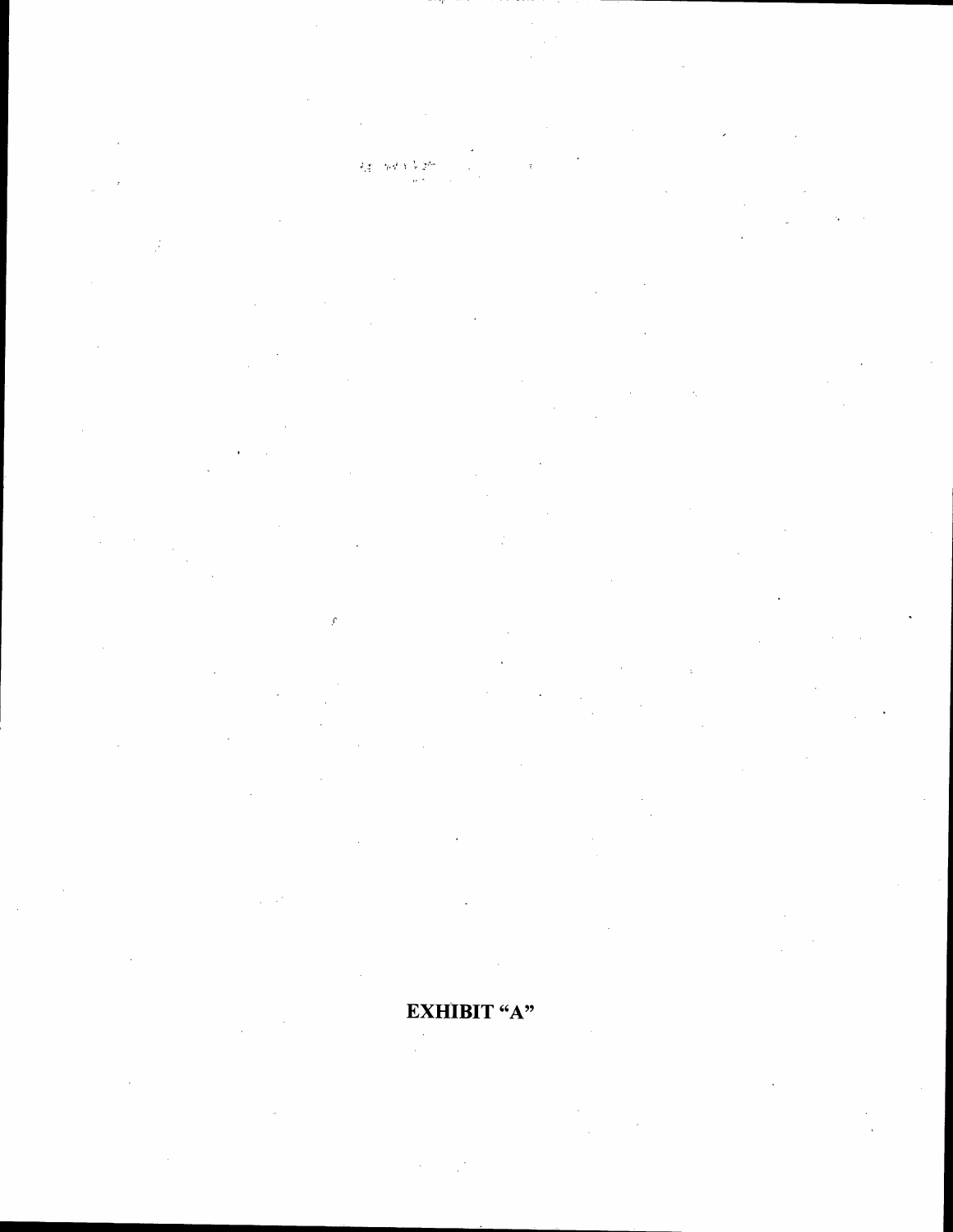**EXHIBIT "A"**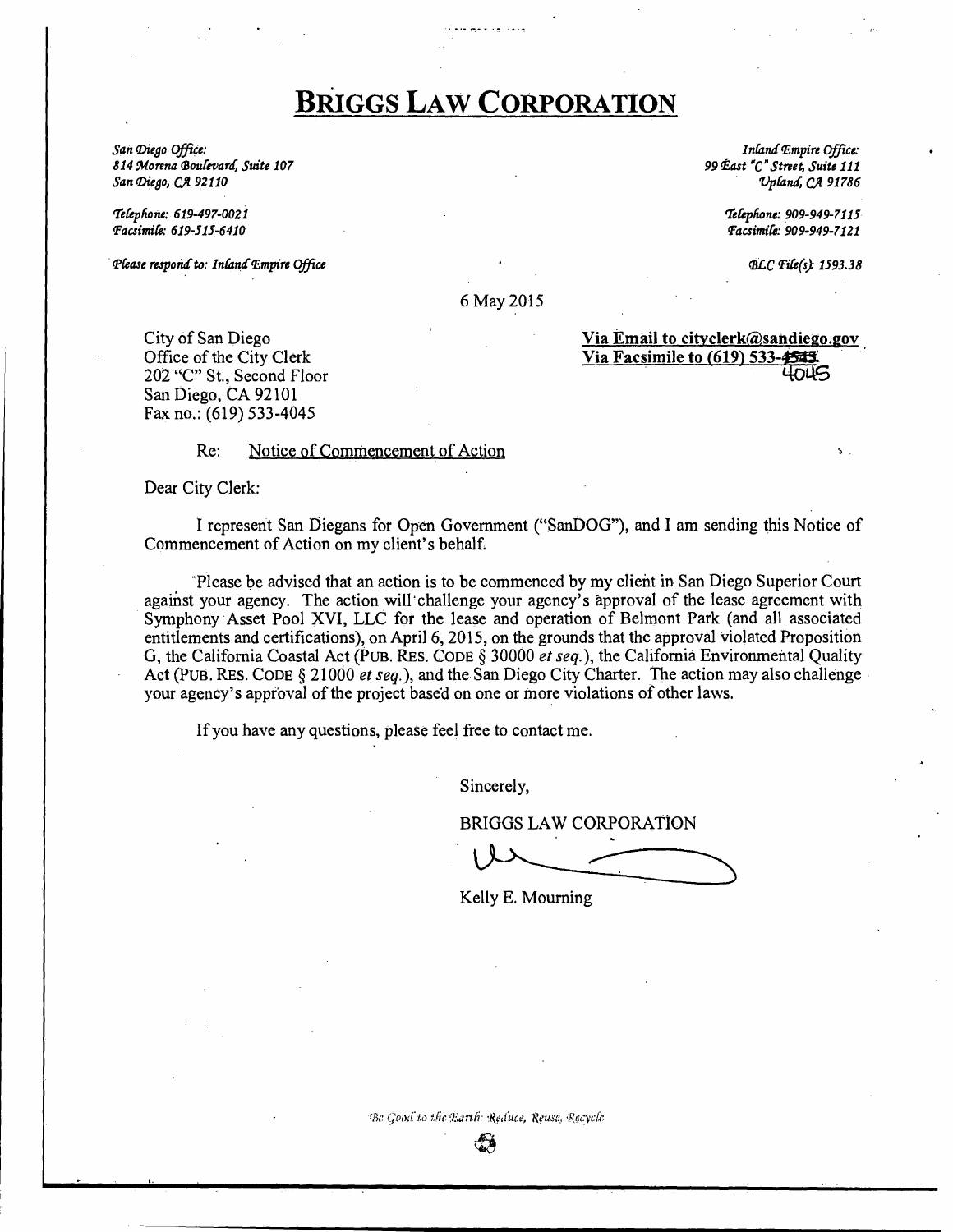# BRIGGS LAW CORPORATION

*San Diego Office:*
*814 Morena Boulevard, Suite 107*
*San Diego, CA 92110*

*Telephone: 619-497-0021*
*Facsimile: 619-515-6410*

*Please respond to: Inland Empire Office*

*Inland Empire Office:*
*99 East "C" Street, Suite 111*
*Upland, CA 91786*

*Telephone: 909-949-7115*
*Facsimile: 909-949-7121*

*BLC File(s): 1593.38*

6 May 2015

City of San Diego
Office of the City Clerk
202 "C" St., Second Floor
San Diego, CA 92101
Fax no.: (619) 533-4045

**Via Email to cityclerk@sandiego.gov**
**Via Facsimile to (619) 533-~~4543~~ 4045**

Re: Notice of Commencement of Action

Dear City Clerk:

I represent San Diegans for Open Government ("SanDOG"), and I am sending this Notice of Commencement of Action on my client's behalf.

Please be advised that an action is to be commenced by my client in San Diego Superior Court against your agency. The action will challenge your agency's approval of the lease agreement with Symphony Asset Pool XVI, LLC for the lease and operation of Belmont Park (and all associated entitlements and certifications), on April 6, 2015, on the grounds that the approval violated Proposition G, the California Coastal Act (PUB. RES. CODE § 30000 *et seq.*), the California Environmental Quality Act (PUB. RES. CODE § 21000 *et seq.*), and the San Diego City Charter. The action may also challenge your agency's approval of the project based on one or more violations of other laws.

If you have any questions, please feel free to contact me.

Sincerely,

BRIGGS LAW CORPORATION

Kelly E. Mourning

*Be Good to the Earth: Reduce, Reuse, Recycle*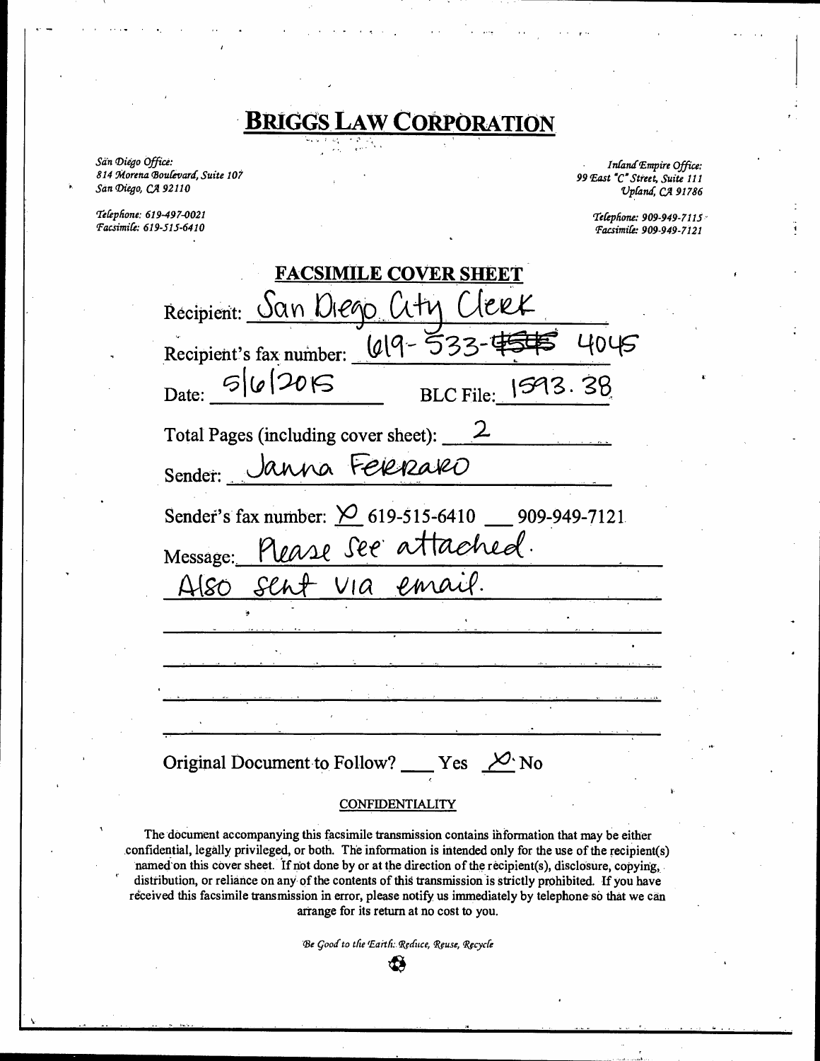# BRIGGS LAW CORPORATION

*San Diego Office:*
*814 Morena Boulevard, Suite 107*
*San Diego, CA 92110*

*Telephone: 619-497-0021*
*Facsimile: 619-515-6410*

*Inland Empire Office:*
*99 East "C" Street, Suite 111*
*Upland, CA 91786*

*Telephone: 909-949-7115*
*Facsimile: 909-949-7121*

## FACSIMILE COVER SHEET

Recipient: San Diego City Clerk

Recipient's fax number: 619-533-~~4545~~ 4045

Date: 5/6/2015 BLC File: 1593.38

Total Pages (including cover sheet): 2

Sender: Janna Ferraro

Sender's fax number: X 619-515-6410 ___ 909-949-7121

Message: Please see attached.
Also sent via email.

Original Document to Follow? ___ Yes X No

### CONFIDENTIALITY

The document accompanying this facsimile transmission contains information that may be either confidential, legally privileged, or both. The information is intended only for the use of the recipient(s) named on this cover sheet. If not done by or at the direction of the recipient(s), disclosure, copying, distribution, or reliance on any of the contents of this transmission is strictly prohibited. If you have received this facsimile transmission in error, please notify us immediately by telephone so that we can arrange for its return at no cost to you.

*Be Good to the Earth: Reduce, Reuse, Recycle*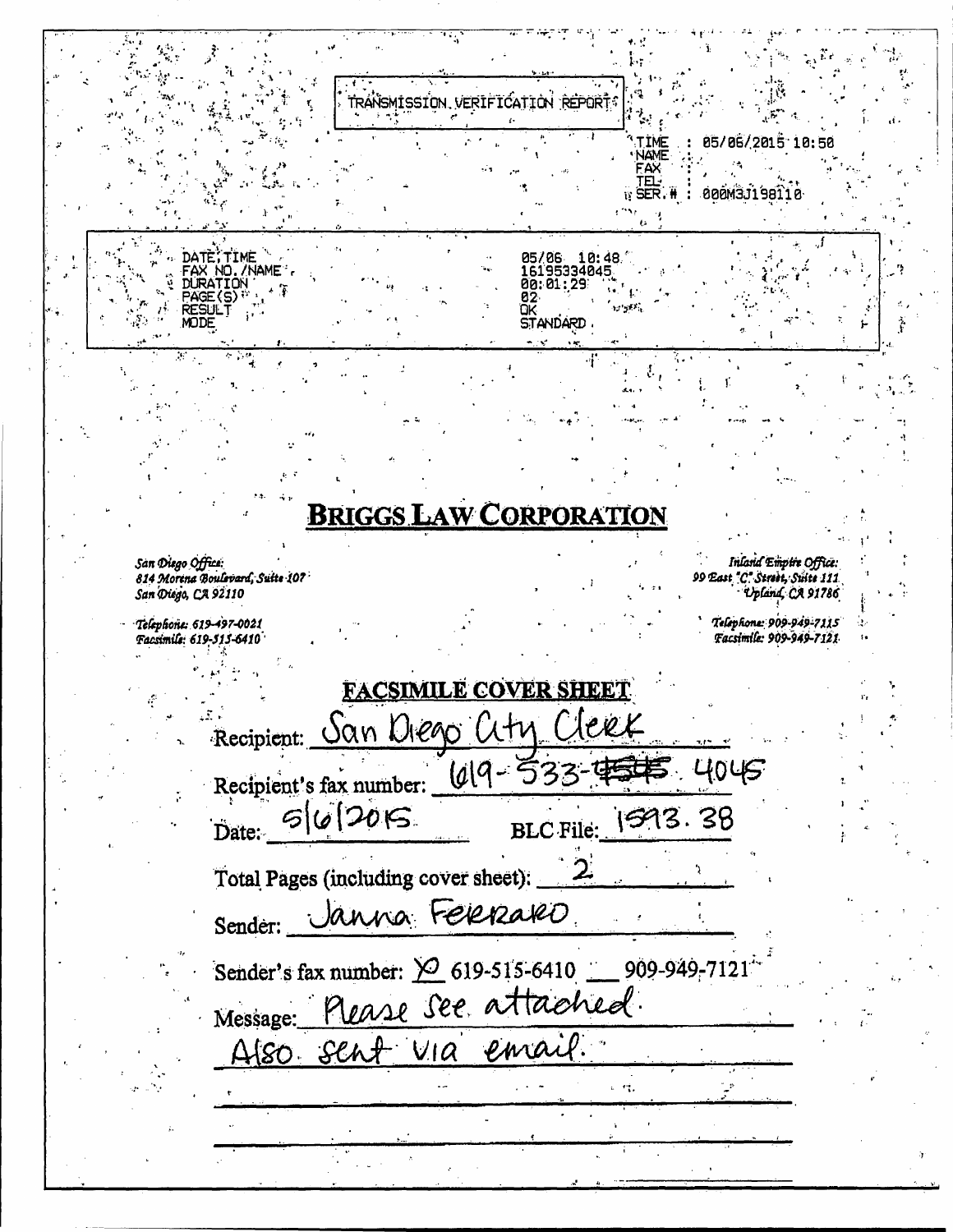TRANSMISSION VERIFICATION REPORT

TIME : 05/06/2015 10:50
NAME :
FAX :
TEL :
SER.# : 000M3J198110

| | |
|---|---|
| DATE, TIME | 05/06 10:48 |
| FAX NO./NAME | 16195334045 |
| DURATION | 00:01:29 |
| PAGE(S) | 02 |
| RESULT | OK |
| MODE | STANDARD |

# BRIGGS LAW CORPORATION

*San Diego Office:*
*814 Morena Boulevard, Suite 107*
*San Diego, CA 92110*

*Telephone: 619-497-0021*
*Facsimile: 619-515-6410*

*Inland Empire Office:*
*99 East "C" Street, Suite 111*
*Upland, CA 91786*

*Telephone: 909-949-7115*
*Facsimile: 909-949-7121*

## FACSIMILE COVER SHEET

Recipient: San Diego City Clerk

Recipient's fax number: 619-533-~~4545~~ 4045

Date: 5/6/2015 BLC File: 1593.38

Total Pages (including cover sheet): 2

Sender: Janna Ferraro

Sender's fax number: X 619-515-6410 ___ 909-949-7121

Message: Please see attached.
Also sent via email.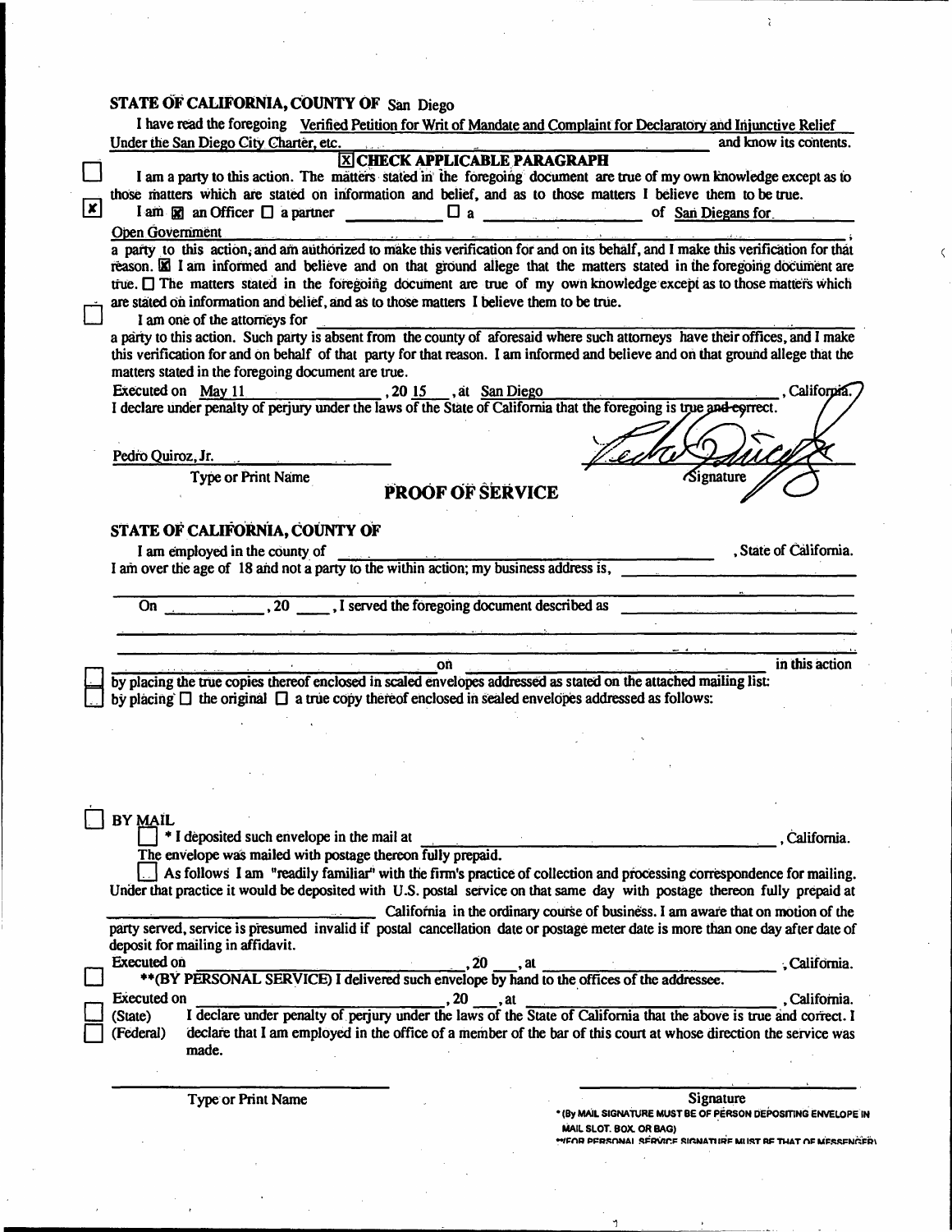**STATE OF CALIFORNIA, COUNTY OF** San Diego

I have read the foregoing Verified Petition for Writ of Mandate and Complaint for Declaratory and Injunctive Relief Under the San Diego City Charter, etc. and know its contents.

**[X] CHECK APPLICABLE PARAGRAPH**

☐ I am a party to this action. The matters stated in the foregoing document are true of my own knowledge except as to those matters which are stated on information and belief, and as to those matters I believe them to be true.

☒ I am ☒ an Officer ☐ a partner ______ ☐ a ______ of San Diegans for Open Government ______; a party to this action, and am authorized to make this verification for and on its behalf, and I make this verification for that reason. ☒ I am informed and believe and on that ground allege that the matters stated in the foregoing document are true. ☐ The matters stated in the foregoing document are true of my own knowledge except as to those matters which are stated on information and belief, and as to those matters I believe them to be true.

☐ I am one of the attorneys for ______ a party to this action. Such party is absent from the county of aforesaid where such attorneys have their offices, and I make this verification for and on behalf of that party for that reason. I am informed and believe and on that ground allege that the matters stated in the foregoing document are true.

Executed on May 11, 20 15, at San Diego, California.

I declare under penalty of perjury under the laws of the State of California that the foregoing is true and correct.

Pedro Quiroz, Jr.
Type or Print Name

[Signature]
Signature

## PROOF OF SERVICE

**STATE OF CALIFORNIA, COUNTY OF**

I am employed in the county of ______, State of California.

I am over the age of 18 and not a party to the within action; my business address is, ______

On ______, 20 ____, I served the foregoing document described as ______

______ on ______ in this action

☐ by placing the true copies thereof enclosed in sealed envelopes addressed as stated on the attached mailing list:

☐ by placing ☐ the original ☐ a true copy thereof enclosed in sealed envelopes addressed as follows:

☐ BY MAIL

☐ * I deposited such envelope in the mail at ______, California.

The envelope was mailed with postage thereon fully prepaid.

☐ As follows I am "readily familiar" with the firm's practice of collection and processing correspondence for mailing. Under that practice it would be deposited with U.S. postal service on that same day with postage thereon fully prepaid at ______ California in the ordinary course of business. I am aware that on motion of the party served, service is presumed invalid if postal cancellation date or postage meter date is more than one day after date of deposit for mailing in affidavit.

Executed on ______, 20 ___, at ______, California.

☐ **(BY PERSONAL SERVICE) I delivered such envelope by hand to the offices of the addressee.

Executed on ______, 20 ___, at ______, California.

☐ (State) I declare under penalty of perjury under the laws of the State of California that the above is true and correct.

☐ (Federal) I declare that I am employed in the office of a member of the bar of this court at whose direction the service was made.

Type or Print Name

Signature

* (BY MAIL SIGNATURE MUST BE OF PERSON DEPOSITING ENVELOPE IN MAIL SLOT, BOX, OR BAG)
**(FOR PERSONAL SERVICE SIGNATURE MUST BE THAT OF MESSENGER)